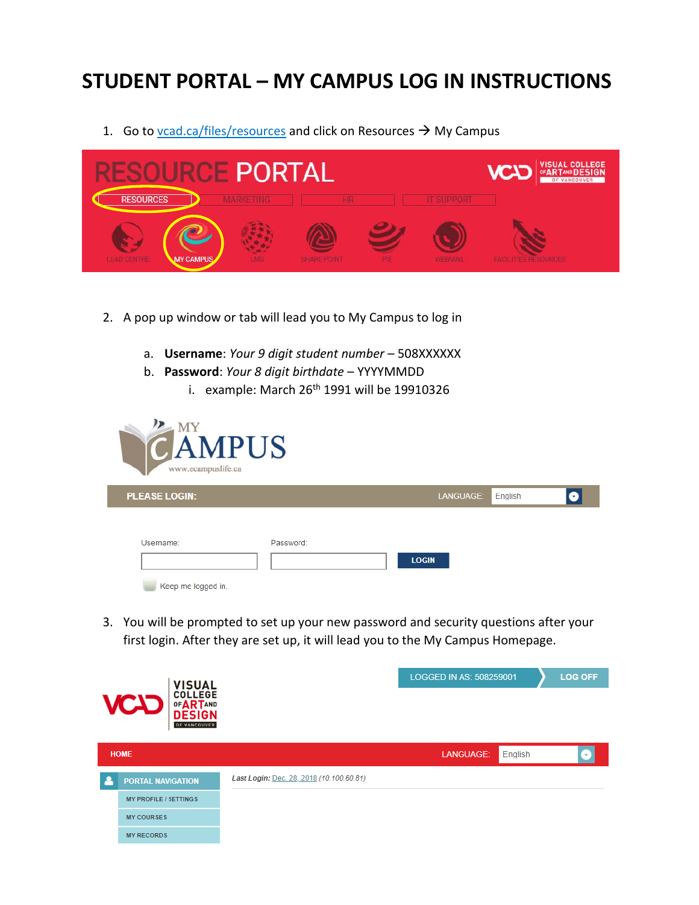# STUDENT PORTAL – MY CAMPUS LOG IN INSTRUCTIONS

1. Go to [vcad.ca/files/resources](vcad.ca/files/resources) and click on Resources → My Campus

2. A pop up window or tab will lead you to My Campus to log in

   a. **Username**: *Your 9 digit student number* – 508XXXXXX
   
   b. **Password**: *Your 8 digit birthdate* – YYYYMMDD
   
      i. example: March 26th 1991 will be 19910326

3. You will be prompted to set up your new password and security questions after your first login. After they are set up, it will lead you to the My Campus Homepage.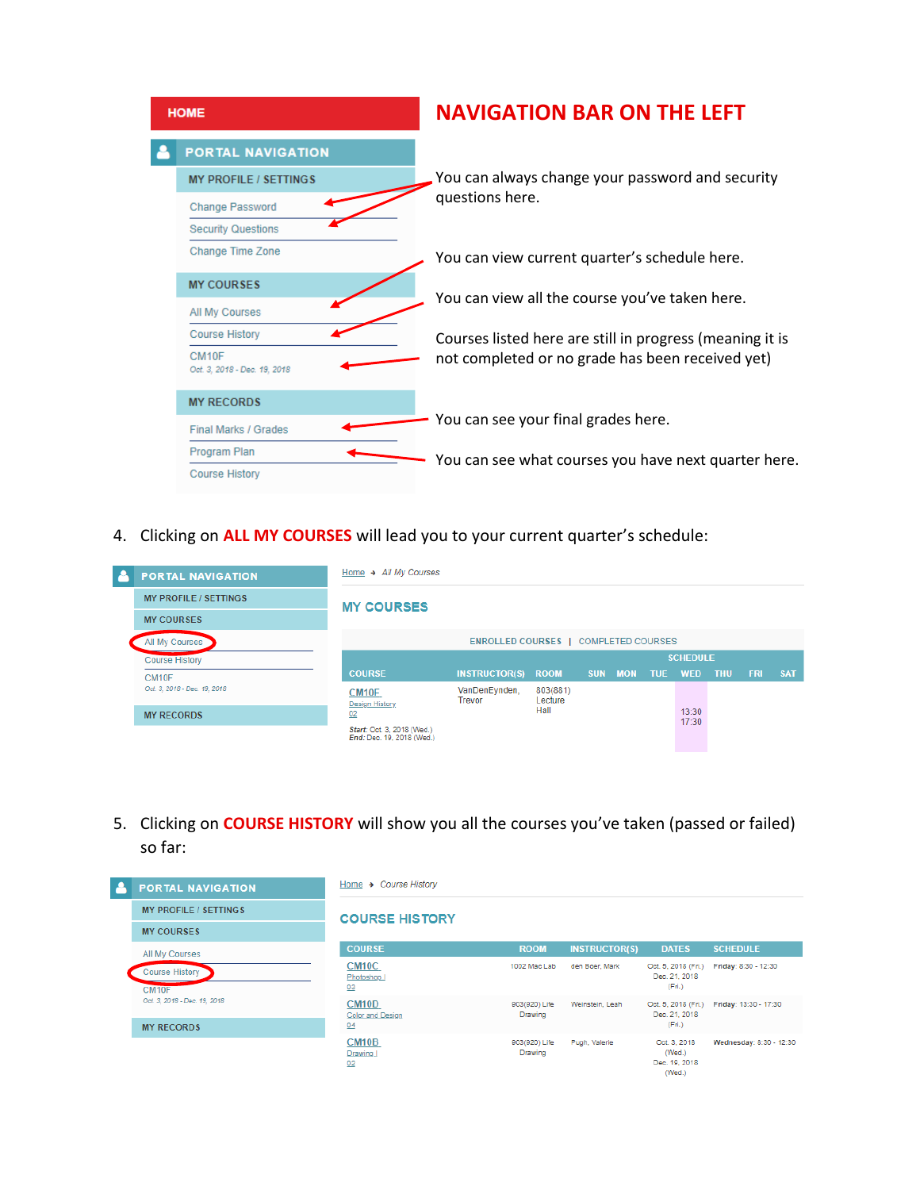## NAVIGATION BAR ON THE LEFT

HOME

PORTAL NAVIGATION

MY PROFILE / SETTINGS
- Change Password
- Security Questions
- Change Time Zone

MY COURSES
- All My Courses
- Course History
- CM10F Oct. 3, 2018 - Dec. 19, 2018

MY RECORDS
- Final Marks / Grades
- Program Plan
- Course History

You can always change your password and security questions here.

You can view current quarter's schedule here.

You can view all the course you've taken here.

Courses listed here are still in progress (meaning it is not completed or no grade has been received yet)

You can see your final grades here.

You can see what courses you have next quarter here.

4. Clicking on **ALL MY COURSES** will lead you to your current quarter's schedule:

Home → *All My Courses*

### MY COURSES

ENROLLED COURSES | COMPLETED COURSES

| COURSE | INSTRUCTOR(S) | ROOM | SUN | MON | TUE | WED | THU | FRI | SAT |
|---|---|---|---|---|---|---|---|---|---|
| CM10F Design History 02 *Start*: Oct. 3, 2018 (Wed.) *End*: Dec. 19, 2018 (Wed.) | VanDenEynden, Trevor | 803(881) Lecture Hall | | | | 13:30 17:30 | | | |

5. Clicking on **COURSE HISTORY** will show you all the courses you've taken (passed or failed) so far:

Home → *Course History*

### COURSE HISTORY

| COURSE | ROOM | INSTRUCTOR(S) | DATES | SCHEDULE |
|---|---|---|---|---|
| CM10C Photoshop I 03 | 1002 Mac Lab | den Boer, Mark | Oct. 5, 2018 (Fri.) Dec. 21, 2018 (Fri.) | Friday: 8:30 - 12:30 |
| CM10D Color and Design 04 | 903(920) Life Drawing | Weinstein, Leah | Oct. 5, 2018 (Fri.) Dec. 21, 2018 (Fri.) | Friday: 13:30 - 17:30 |
| CM10B Drawing I 02 | 903(920) Life Drawing | Pugh, Valerie | Oct. 3, 2018 (Wed.) Dec. 19, 2018 (Wed.) | Wednesday: 8:30 - 12:30 |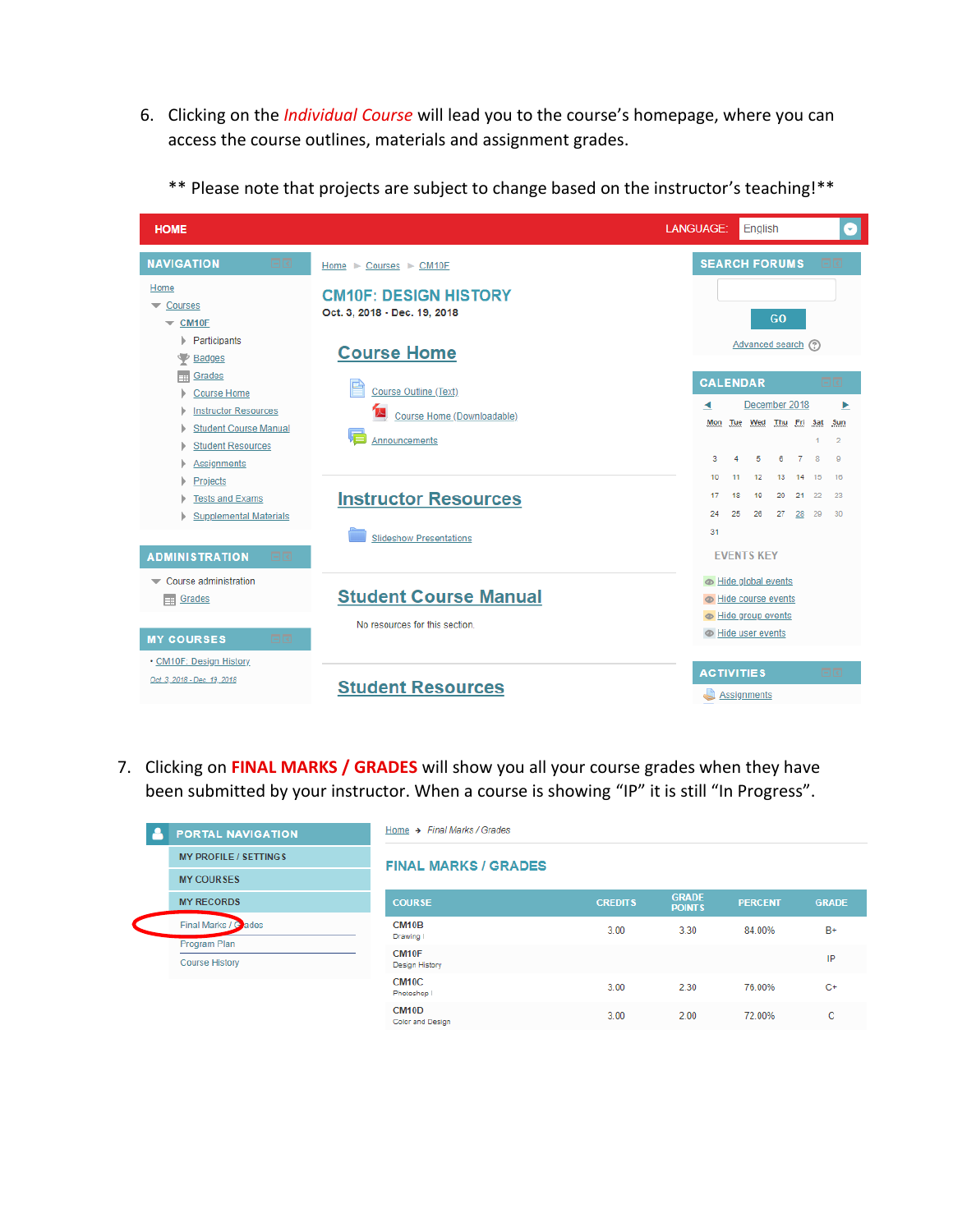6. Clicking on the *Individual Course* will lead you to the course's homepage, where you can access the course outlines, materials and assignment grades.

   ** Please note that projects are subject to change based on the instructor's teaching!**

HOME | LANGUAGE: English

**NAVIGATION**

- Home
- Courses
  - CM10F
    - Participants
    - Badges
    - Grades
    - Course Home
    - Instructor Resources
    - Student Course Manual
    - Student Resources
    - Assignments
    - Projects
    - Tests and Exams
    - Supplemental Materials

**ADMINISTRATION**

- Course administration
  - Grades

**MY COURSES**

- CM10F: Design History
  Oct. 3, 2018 - Dec. 19, 2018

Home ► Courses ► CM10F

**CM10F: DESIGN HISTORY**

Oct. 3, 2018 - Dec. 19, 2018

**Course Home**

- Course Outline (Text)
- Course Home (Downloadable)
- Announcements

**Instructor Resources**

- Slideshow Presentations

**Student Course Manual**

No resources for this section.

**Student Resources**

**SEARCH FORUMS**

GO

Advanced search

**CALENDAR**

December 2018

| Mon | Tue | Wed | Thu | Fri | Sat | Sun |
|---|---|---|---|---|---|---|
| | | | | | 1 | 2 |
| 3 | 4 | 5 | 6 | 7 | 8 | 9 |
| 10 | 11 | 12 | 13 | 14 | 15 | 16 |
| 17 | 18 | 19 | 20 | 21 | 22 | 23 |
| 24 | 25 | 26 | 27 | 28 | 29 | 30 |
| 31 | | | | | | |

EVENTS KEY

- Hide global events
- Hide course events
- Hide group events
- Hide user events

**ACTIVITIES**

- Assignments

7. Clicking on **FINAL MARKS / GRADES** will show you all your course grades when they have been submitted by your instructor. When a course is showing "IP" it is still "In Progress".

**PORTAL NAVIGATION**

- MY PROFILE / SETTINGS
- MY COURSES
- MY RECORDS
  - Final Marks / Grades
  - Program Plan
  - Course History

Home → Final Marks / Grades

**FINAL MARKS / GRADES**

| COURSE | CREDITS | GRADE POINTS | PERCENT | GRADE |
|---|---|---|---|---|
| CM10B Drawing I | 3.00 | 3.30 | 84.00% | B+ |
| CM10F Design History | | | | IP |
| CM10C Photoshop I | 3.00 | 2.30 | 76.00% | C+ |
| CM10D Color and Design | 3.00 | 2.00 | 72.00% | C |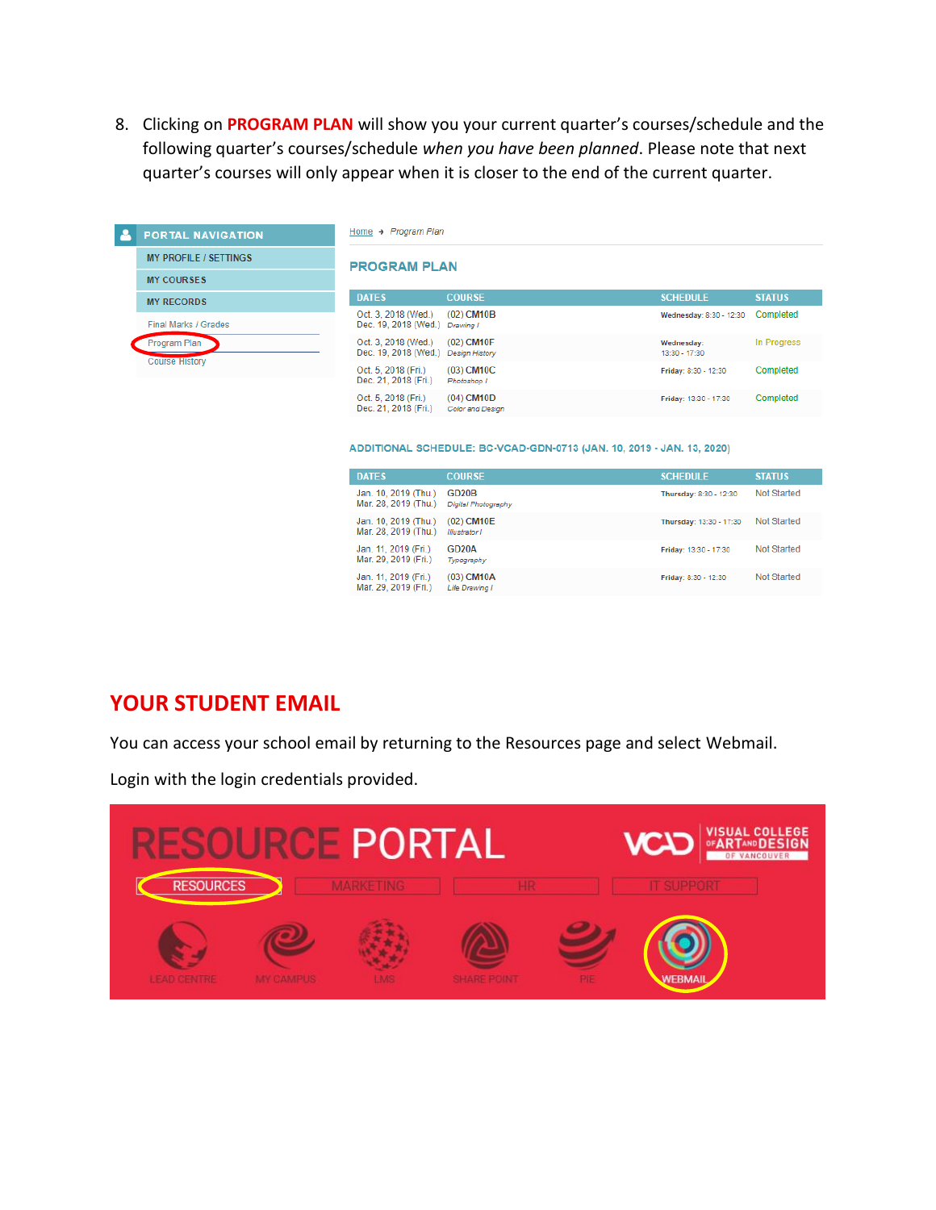8. Clicking on **PROGRAM PLAN** will show you your current quarter's courses/schedule and the following quarter's courses/schedule *when you have been planned*. Please note that next quarter's courses will only appear when it is closer to the end of the current quarter.

PORTAL NAVIGATION

- MY PROFILE / SETTINGS
- MY COURSES
- MY RECORDS
- Final Marks / Grades
- Program Plan
- Course History

Home → Program Plan

PROGRAM PLAN

| DATES | COURSE | SCHEDULE | STATUS |
|---|---|---|---|
| Oct. 3, 2018 (Wed.) Dec. 19, 2018 (Wed.) | (02) CM10B Drawing I | Wednesday: 8:30 - 12:30 | Completed |
| Oct. 3, 2018 (Wed.) Dec. 19, 2018 (Wed.) | (02) CM10F Design History | Wednesday: 13:30 - 17:30 | In Progress |
| Oct. 5, 2018 (Fri.) Dec. 21, 2018 (Fri.) | (03) CM10C Photoshop I | Friday: 8:30 - 12:30 | Completed |
| Oct. 5, 2018 (Fri.) Dec. 21, 2018 (Fri.) | (04) CM10D Color and Design | Friday: 13:30 - 17:30 | Completed |

ADDITIONAL SCHEDULE: BC-VCAD-GDN-0713 (JAN. 10, 2019 - JAN. 13, 2020)

| DATES | COURSE | SCHEDULE | STATUS |
|---|---|---|---|
| Jan. 10, 2019 (Thu.) Mar. 28, 2019 (Thu.) | GD20B Digital Photography | Thursday: 8:30 - 12:30 | Not Started |
| Jan. 10, 2019 (Thu.) Mar. 28, 2019 (Thu.) | (02) CM10E Illustrator I | Thursday: 13:30 - 17:30 | Not Started |
| Jan. 11, 2019 (Fri.) Mar. 29, 2019 (Fri.) | GD20A Typography | Friday: 13:30 - 17:30 | Not Started |
| Jan. 11, 2019 (Fri.) Mar. 29, 2019 (Fri.) | (03) CM10A Life Drawing I | Friday: 8:30 - 12:30 | Not Started |

## YOUR STUDENT EMAIL

You can access your school email by returning to the Resources page and select Webmail.

Login with the login credentials provided.

RESOURCE PORTAL

VCAD VISUAL COLLEGE OF ART AND DESIGN OF VANCOUVER

RESOURCES MARKETING HR IT SUPPORT

LEAD CENTRE MY CAMPUS LMS SHARE POINT PIE WEBMAIL